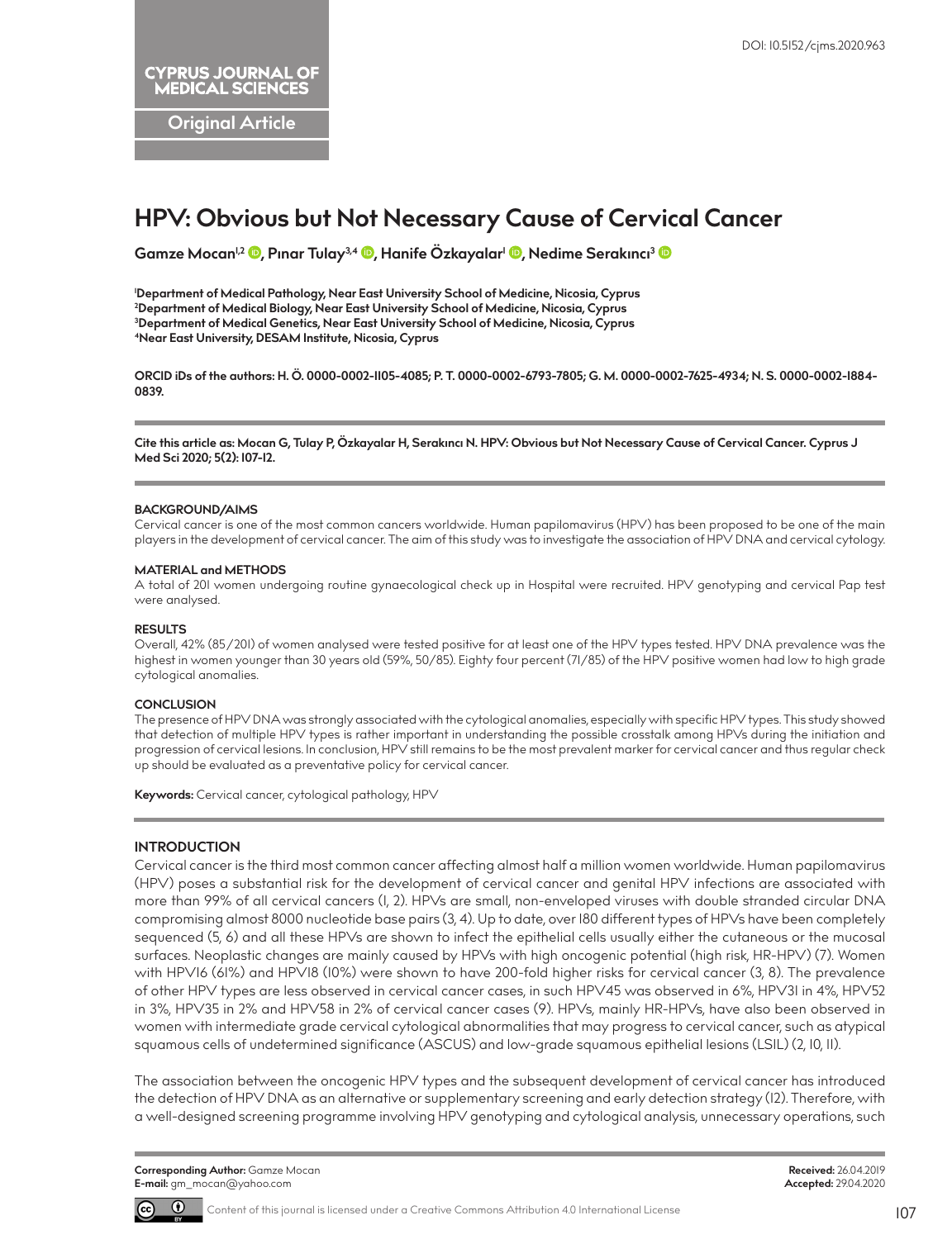DOI: 10.5152/cjms.2020.963

CYPRUS JOURNAL OF MEDICAL SCIENCES

Original Article

# HPV: Obvious but Not Necessary Cause of Cervical Cancer

**Gamze Mocan[1,2], Pınar Tulay[3,4], Hanife Özkayalar[1], Nedime Serakıncı[3]**

[1]Department of Medical Pathology, Near East University School of Medicine, Nicosia, Cyprus
[2]Department of Medical Biology, Near East University School of Medicine, Nicosia, Cyprus
[3]Department of Medical Genetics, Near East University School of Medicine, Nicosia, Cyprus
[4]Near East University, DESAM Institute, Nicosia, Cyprus

**ORCID iDs of the authors: H. Ö. 0000-0002-1105-4085; P. T. 0000-0002-6793-7805; G. M. 0000-0002-7625-4934; N. S. 0000-0002-1884-0839.**

**Cite this article as: Mocan G, Tulay P, Özkayalar H, Serakıncı N. HPV: Obvious but Not Necessary Cause of Cervical Cancer. Cyprus J Med Sci 2020; 5(2): 107-12.**

**BACKGROUND/AIMS**

Cervical cancer is one of the most common cancers worldwide. Human papilomavirus (HPV) has been proposed to be one of the main players in the development of cervical cancer. The aim of this study was to investigate the association of HPV DNA and cervical cytology.

**MATERIAL and METHODS**

A total of 201 women undergoing routine gynaecological check up in Hospital were recruited. HPV genotyping and cervical Pap test were analysed.

**RESULTS**

Overall, 42% (85/201) of women analysed were tested positive for at least one of the HPV types tested. HPV DNA prevalence was the highest in women younger than 30 years old (59%, 50/85). Eighty four percent (71/85) of the HPV positive women had low to high grade cytological anomalies.

**CONCLUSION**

The presence of HPV DNA was strongly associated with the cytological anomalies, especially with specific HPV types. This study showed that detection of multiple HPV types is rather important in understanding the possible crosstalk among HPVs during the initiation and progression of cervical lesions. In conclusion, HPV still remains to be the most prevalent marker for cervical cancer and thus regular check up should be evaluated as a preventative policy for cervical cancer.

**Keywords:** Cervical cancer, cytological pathology, HPV

## INTRODUCTION

Cervical cancer is the third most common cancer affecting almost half a million women worldwide. Human papilomavirus (HPV) poses a substantial risk for the development of cervical cancer and genital HPV infections are associated with more than 99% of all cervical cancers (1, 2). HPVs are small, non-enveloped viruses with double stranded circular DNA compromising almost 8000 nucleotide base pairs (3, 4). Up to date, over 180 different types of HPVs have been completely sequenced (5, 6) and all these HPVs are shown to infect the epithelial cells usually either the cutaneous or the mucosal surfaces. Neoplastic changes are mainly caused by HPVs with high oncogenic potential (high risk, HR-HPV) (7). Women with HPV16 (61%) and HPV18 (10%) were shown to have 200-fold higher risks for cervical cancer (3, 8). The prevalence of other HPV types are less observed in cervical cancer cases, in such HPV45 was observed in 6%, HPV31 in 4%, HPV52 in 3%, HPV35 in 2% and HPV58 in 2% of cervical cancer cases (9). HPVs, mainly HR-HPVs, have also been observed in women with intermediate grade cervical cytological abnormalities that may progress to cervical cancer, such as atypical squamous cells of undetermined significance (ASCUS) and low-grade squamous epithelial lesions (LSIL) (2, 10, 11).

The association between the oncogenic HPV types and the subsequent development of cervical cancer has introduced the detection of HPV DNA as an alternative or supplementary screening and early detection strategy (12). Therefore, with a well-designed screening programme involving HPV genotyping and cytological analysis, unnecessary operations, such

**Corresponding Author:** Gamze Mocan
**E-mail:** gm_mocan@yahoo.com

**Received:** 26.04.2019
**Accepted:** 29.04.2020

Content of this journal is licensed under a Creative Commons Attribution 4.0 International License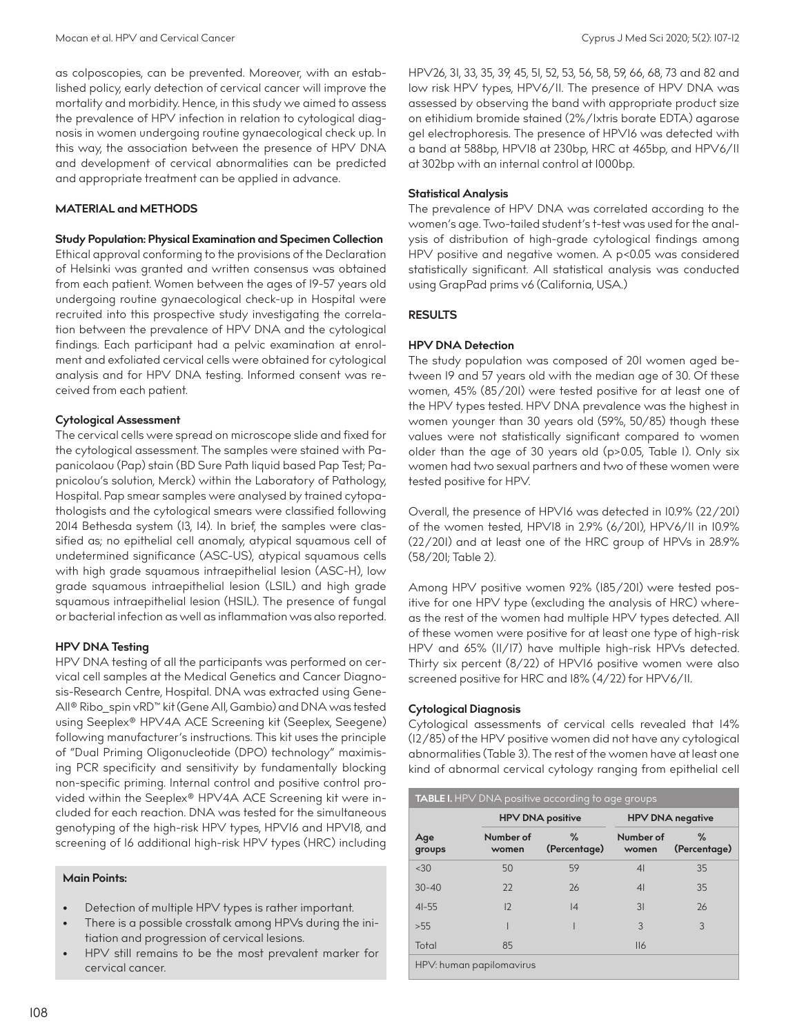as colposcopies, can be prevented. Moreover, with an established policy, early detection of cervical cancer will improve the mortality and morbidity. Hence, in this study we aimed to assess the prevalence of HPV infection in relation to cytological diagnosis in women undergoing routine gynaecological check up. In this way, the association between the presence of HPV DNA and development of cervical abnormalities can be predicted and appropriate treatment can be applied in advance.

## MATERIAL and METHODS

### Study Population: Physical Examination and Specimen Collection

Ethical approval conforming to the provisions of the Declaration of Helsinki was granted and written consensus was obtained from each patient. Women between the ages of 19-57 years old undergoing routine gynaecological check-up in Hospital were recruited into this prospective study investigating the correlation between the prevalence of HPV DNA and the cytological findings. Each participant had a pelvic examination at enrolment and exfoliated cervical cells were obtained for cytological analysis and for HPV DNA testing. Informed consent was received from each patient.

### Cytological Assessment

The cervical cells were spread on microscope slide and fixed for the cytological assessment. The samples were stained with Papanicolaou (Pap) stain (BD Sure Path liquid based Pap Test; Papnicolou's solution, Merck) within the Laboratory of Pathology, Hospital. Pap smear samples were analysed by trained cytopathologists and the cytological smears were classified following 2014 Bethesda system (13, 14). In brief, the samples were classified as; no epithelial cell anomaly, atypical squamous cell of undetermined significance (ASC-US), atypical squamous cells with high grade squamous intraepithelial lesion (ASC-H), low grade squamous intraepithelial lesion (LSIL) and high grade squamous intraepithelial lesion (HSIL). The presence of fungal or bacterial infection as well as inflammation was also reported.

### HPV DNA Testing

HPV DNA testing of all the participants was performed on cervical cell samples at the Medical Genetics and Cancer Diagnosis-Research Centre, Hospital. DNA was extracted using GeneAll® Ribo_spin vRD™ kit (Gene All, Gambio) and DNA was tested using Seeplex® HPV4A ACE Screening kit (Seeplex, Seegene) following manufacturer's instructions. This kit uses the principle of "Dual Priming Oligonucleotide (DPO) technology" maximising PCR specificity and sensitivity by fundamentally blocking non-specific priming. Internal control and positive control provided within the Seeplex® HPV4A ACE Screening kit were included for each reaction. DNA was tested for the simultaneous genotyping of the high-risk HPV types, HPV16 and HPV18, and screening of 16 additional high-risk HPV types (HRC) including HPV26, 31, 33, 35, 39, 45, 51, 52, 53, 56, 58, 59, 66, 68, 73 and 82 and low risk HPV types, HPV6/11. The presence of HPV DNA was assessed by observing the band with appropriate product size on etihidium bromide stained (2%/1xtris borate EDTA) agarose gel electrophoresis. The presence of HPV16 was detected with a band at 588bp, HPV18 at 230bp, HRC at 465bp, and HPV6/11 at 302bp with an internal control at 1000bp.

### Statistical Analysis

The prevalence of HPV DNA was correlated according to the women's age. Two-tailed student's t-test was used for the analysis of distribution of high-grade cytological findings among HPV positive and negative women. A $p<0.05$ was considered statistically significant. All statistical analysis was conducted using GrapPad prims v6 (California, USA.)

**Main Points:**

- Detection of multiple HPV types is rather important.
- There is a possible crosstalk among HPVs during the initiation and progression of cervical lesions.
- HPV still remains to be the most prevalent marker for cervical cancer.

## RESULTS

### HPV DNA Detection

The study population was composed of 201 women aged between 19 and 57 years old with the median age of 30. Of these women, 45% (85/201) were tested positive for at least one of the HPV types tested. HPV DNA prevalence was the highest in women younger than 30 years old (59%, 50/85) though these values were not statistically significant compared to women older than the age of 30 years old ($p>0.05$, Table 1). Only six women had two sexual partners and two of these women were tested positive for HPV.

Overall, the presence of HPV16 was detected in 10.9% (22/201) of the women tested, HPV18 in 2.9% (6/201), HPV6/11 in 10.9% (22/201) and at least one of the HRC group of HPVs in 28.9% (58/201; Table 2).

Among HPV positive women 92% (185/201) were tested positive for one HPV type (excluding the analysis of HRC) whereas the rest of the women had multiple HPV types detected. All of these women were positive for at least one type of high-risk HPV and 65% (11/17) have multiple high-risk HPVs detected. Thirty six percent (8/22) of HPV16 positive women were also screened positive for HRC and 18% (4/22) for HPV6/11.

### Cytological Diagnosis

Cytological assessments of cervical cells revealed that 14% (12/85) of the HPV positive women did not have any cytological abnormalities (Table 3). The rest of the women have at least one kind of abnormal cervical cytology ranging from epithelial cell

**TABLE 1.** HPV DNA positive according to age groups

| | HPV DNA positive | | HPV DNA negative | |
|---|---|---|---|---|
| Age groups | Number of women | % (Percentage) | Number of women | % (Percentage) |
| <30 | 50 | 59 | 41 | 35 |
| 30-40 | 22 | 26 | 41 | 35 |
| 41-55 | 12 | 14 | 31 | 26 |
| >55 | 1 | 1 | 3 | 3 |
| Total | 85 | | 116 | |

HPV: human papilomavirus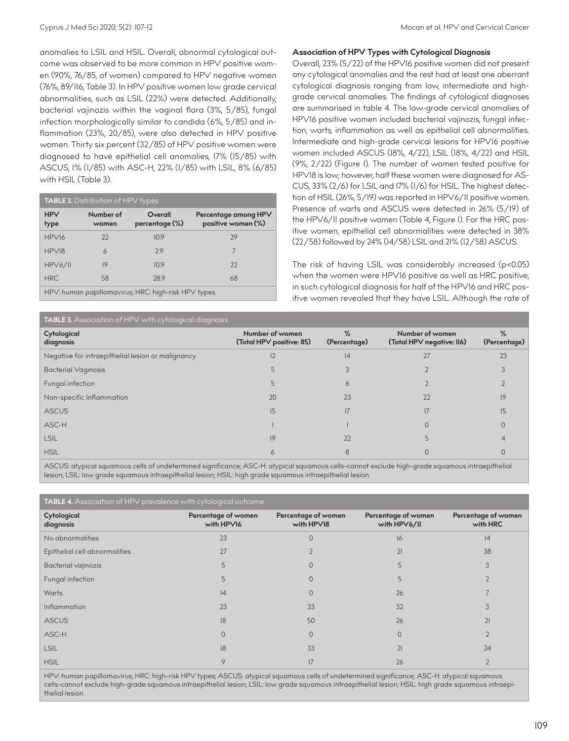anomalies to LSIL and HSIL. Overall, abnormal cytological outcome was observed to be more common in HPV positive women (90%, 76/85, of women) compared to HPV negative women (76%, 89/116, Table 3). In HPV positive women low grade cervical abnormalities, such as LSIL (22%) were detected. Additionally, bacterial vajinozis within the vaginal flora (3%, 5/85), fungal infection morphologically similar to candida (6%, 5/85) and inflammation (23%, 20/85), were also detected in HPV positive women. Thirty six percent (32/85) of HPV positive women were diagnosed to have epithelial cell anomalies, 17% (15/85) with ASCUS, 1% (1/85) with ASC-H, 22% (1/85) with LSIL, 8% (6/85) with HSIL (Table 3).

**TABLE 2.** Distribution of HPV types

| HPV type | Number of women | Overall percentage (%) | Percentage among HPV positive women (%) |
|---|---|---|---|
| HPV16 | 22 | 10.9 | 29 |
| HPV18 | 6 | 2.9 | 7 |
| HPV6/11 | 19 | 10.9 | 22 |
| HRC | 58 | 28.9 | 68 |

HPV: human papillomavirus; HRC: high-risk HPV types

### Association of HPV Types with Cytological Diagnosis

Overall, 23% (5/22) of the HPV16 positive women did not present any cytological anomalies and the rest had at least one aberrant cytological diagnosis ranging from low, intermediate and high-grade cervical anomalies. The findings of cytological diagnoses are summarised in table 4. The low-grade cervical anomalies of HPV16 positive women included bacterial vajinozis, fungal infection, warts, inflammation as well as epithelial cell abnormalities. Intermediate and high-grade cervical lesions for HPV16 positive women included ASCUS (18%, 4/22), LSIL (18%, 4/22) and HSIL (9%, 2/22) (Figure 1). The number of women tested positive for HPV18 is low; however, half these women were diagnosed for ASCUS, 33% (2/6) for LSIL and 17% (1/6) for HSIL. The highest detection of HSIL (26%, 5/19) was reported in HPV6/11 positive women. Presence of warts and ASCUS were detected in 26% (5/19) of the HPV6/11 positive women (Table 4, Figure 1). For the HRC positive women, epithelial cell abnormalities were detected in 38% (22/58) followed by 24% (14/58) LSIL and 21% (12/58) ASCUS.

The risk of having LSIL was considerably increased ($p<0.05$) when the women were HPV16 positive as well as HRC positive, in such cytological diagnosis for half of the HPV16 and HRC positive women revealed that they have LSIL. Although the rate of

**TABLE 3.** Association of HPV with cytological diagnosis

| Cytological diagnosis | Number of women (Total HPV positive: 85) | % (Percentage) | Number of women (Total HPV negative: 116) | % (Percentage) |
|---|---|---|---|---|
| Negative for intraepithelial lesion or malignancy | 12 | 14 | 27 | 23 |
| Bacterial Vaginosis | 5 | 3 | 2 | 3 |
| Fungal infection | 5 | 6 | 2 | 2 |
| Non-specific Inflammation | 20 | 23 | 22 | 19 |
| ASCUS | 15 | 17 | 17 | 15 |
| ASC-H | 1 | 1 | 0 | 0 |
| LSIL | 19 | 22 | 5 | 4 |
| HSIL | 6 | 8 | 0 | 0 |

ASCUS: atypical squamous cells of undetermined significance; ASC-H: atypical squamous cells-cannot exclude high-grade squamous intraepithelial lesion; LSIL: low grade squamous intraepithelial lesion; HSIL: high grade squamous intraepithelial lesion

**TABLE 4.** Association of HPV prevalence with cytological outcome

| Cytological diagnosis | Percentage of women with HPV16 | Percentage of women with HPV18 | Percentage of women with HPV6/11 | Percentage of women with HRC |
|---|---|---|---|---|
| No abnormalities | 23 | 0 | 16 | 14 |
| Epithelial cell abnormalities | 27 | 2 | 21 | 38 |
| Bacterial vajinozis | 5 | 0 | 5 | 3 |
| Fungal infection | 5 | 0 | 5 | 2 |
| Warts | 14 | 0 | 26 | 7 |
| Inflammation | 23 | 33 | 32 | 3 |
| ASCUS | 18 | 50 | 26 | 21 |
| ASC-H | 0 | 0 | 0 | 2 |
| LSIL | 18 | 33 | 21 | 24 |
| HSIL | 9 | 17 | 26 | 2 |

HPV: human papillomavirus; HRC: high-risk HPV types; ASCUS: atypical squamous cells of undetermined significance; ASC-H: atypical squamous cells-cannot exclude high-grade squamous intraepithelial lesion; LSIL: low grade squamous intraepithelial lesion; HSIL: high grade squamous intraepithelial lesion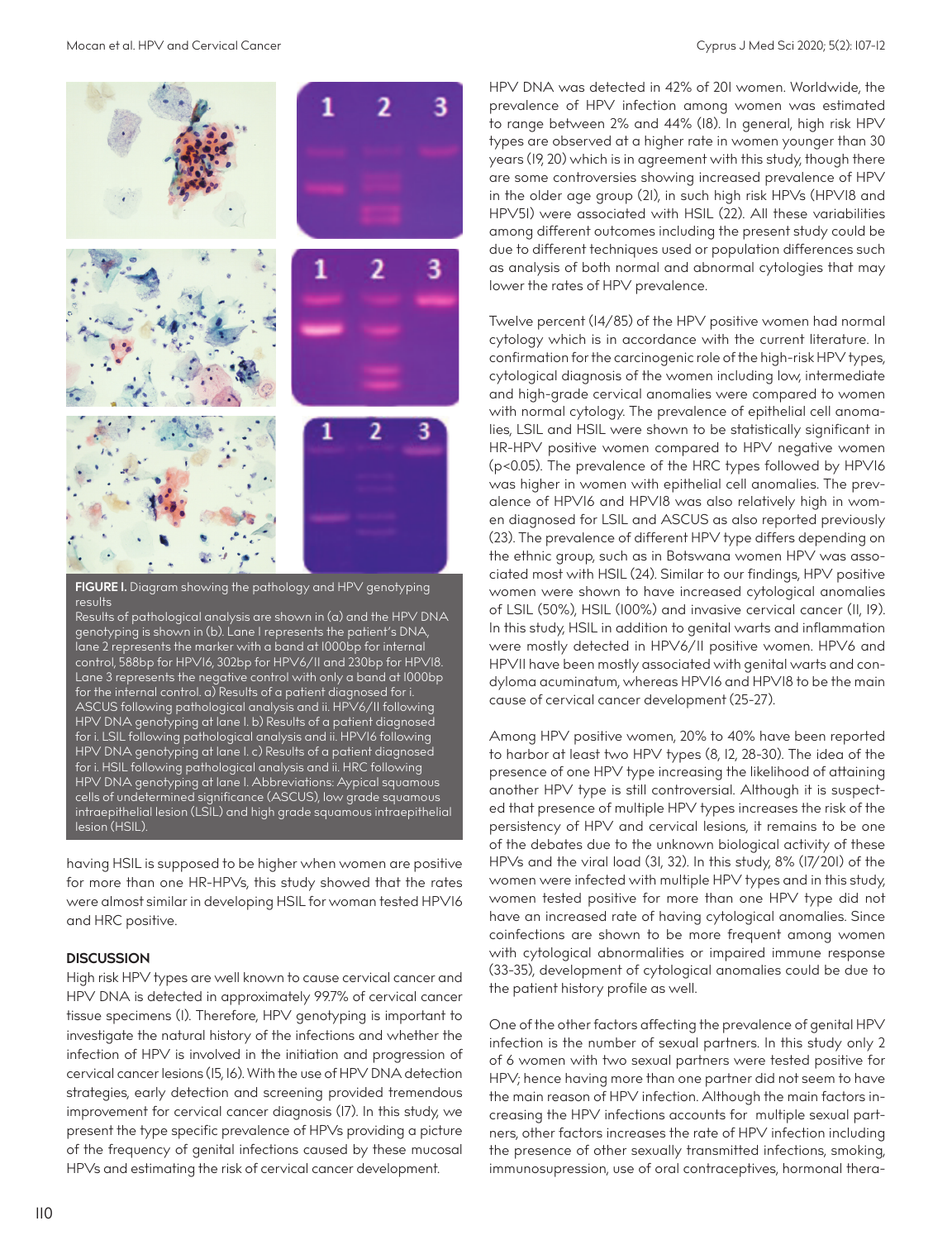**FIGURE I.** Diagram showing the pathology and HPV genotyping results

Results of pathological analysis are shown in (a) and the HPV DNA genotyping is shown in (b). Lane 1 represents the patient's DNA, lane 2 represents the marker with a band at 1000bp for internal control, 588bp for HPV16, 302bp for HPV6/11 and 230bp for HPV18. Lane 3 represents the negative control with only a band at 1000bp for the internal control. a) Results of a patient diagnosed for i. ASCUS following pathological analysis and ii. HPV6/11 following HPV DNA genotyping at lane 1. b) Results of a patient diagnosed for i. LSIL following pathological analysis and ii. HPV16 following HPV DNA genotyping at lane 1. c) Results of a patient diagnosed for i. HSIL following pathological analysis and ii. HRC following HPV DNA genotyping at lane 1. Abbreviations: Aypical squamous cells of undetermined significance (ASCUS), low grade squamous intraepithelial lesion (LSIL) and high grade squamous intraepithelial lesion (HSIL).

having HSIL is supposed to be higher when women are positive for more than one HR-HPVs, this study showed that the rates were almost similar in developing HSIL for woman tested HPV16 and HRC positive.

## DISCUSSION

High risk HPV types are well known to cause cervical cancer and HPV DNA is detected in approximately 99.7% of cervical cancer tissue specimens (1). Therefore, HPV genotyping is important to investigate the natural history of the infections and whether the infection of HPV is involved in the initiation and progression of cervical cancer lesions (15, 16). With the use of HPV DNA detection strategies, early detection and screening provided tremendous improvement for cervical cancer diagnosis (17). In this study, we present the type specific prevalence of HPVs providing a picture of the frequency of genital infections caused by these mucosal HPVs and estimating the risk of cervical cancer development.

HPV DNA was detected in 42% of 201 women. Worldwide, the prevalence of HPV infection among women was estimated to range between 2% and 44% (18). In general, high risk HPV types are observed at a higher rate in women younger than 30 years (19, 20) which is in agreement with this study, though there are some controversies showing increased prevalence of HPV in the older age group (21), in such high risk HPVs (HPV18 and HPV51) were associated with HSIL (22). All these variabilities among different outcomes including the present study could be due to different techniques used or population differences such as analysis of both normal and abnormal cytologies that may lower the rates of HPV prevalence.

Twelve percent (14/85) of the HPV positive women had normal cytology which is in accordance with the current literature. In confirmation for the carcinogenic role of the high-risk HPV types, cytological diagnosis of the women including low, intermediate and high-grade cervical anomalies were compared to women with normal cytology. The prevalence of epithelial cell anomalies, LSIL and HSIL were shown to be statistically significant in HR-HPV positive women compared to HPV negative women ($p<0.05$). The prevalence of the HRC types followed by HPV16 was higher in women with epithelial cell anomalies. The prevalence of HPV16 and HPV18 was also relatively high in women diagnosed for LSIL and ASCUS as also reported previously (23). The prevalence of different HPV type differs depending on the ethnic group, such as in Botswana women HPV was associated most with HSIL (24). Similar to our findings, HPV positive women were shown to have increased cytological anomalies of LSIL (50%), HSIL (100%) and invasive cervical cancer (11, 19). In this study, HSIL in addition to genital warts and inflammation were mostly detected in HPV6/11 positive women. HPV6 and HPV11 have been mostly associated with genital warts and condyloma acuminatum, whereas HPV16 and HPV18 to be the main cause of cervical cancer development (25-27).

Among HPV positive women, 20% to 40% have been reported to harbor at least two HPV types (8, 12, 28-30). The idea of the presence of one HPV type increasing the likelihood of attaining another HPV type is still controversial. Although it is suspected that presence of multiple HPV types increases the risk of the persistency of HPV and cervical lesions, it remains to be one of the debates due to the unknown biological activity of these HPVs and the viral load (31, 32). In this study, 8% (17/201) of the women were infected with multiple HPV types and in this study, women tested positive for more than one HPV type did not have an increased rate of having cytological anomalies. Since coinfections are shown to be more frequent among women with cytological abnormalities or impaired immune response (33-35), development of cytological anomalies could be due to the patient history profile as well.

One of the other factors affecting the prevalence of genital HPV infection is the number of sexual partners. In this study only 2 of 6 women with two sexual partners were tested positive for HPV; hence having more than one partner did not seem to have the main reason of HPV infection. Although the main factors increasing the HPV infections accounts for multiple sexual partners, other factors increases the rate of HPV infection including the presence of other sexually transmitted infections, smoking, immunosupression, use of oral contraceptives, hormonal thera-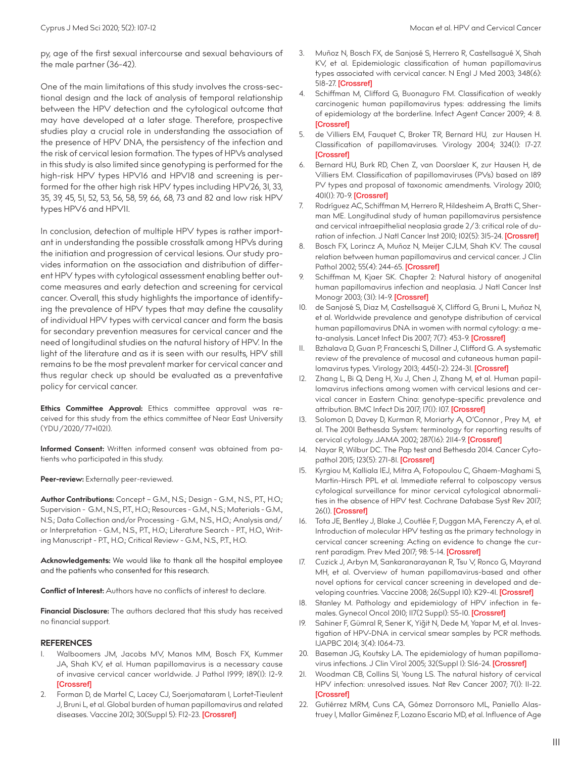py, age of the first sexual intercourse and sexual behaviours of the male partner (36-42).

One of the main limitations of this study involves the cross-sectional design and the lack of analysis of temporal relationship between the HPV detection and the cytological outcome that may have developed at a later stage. Therefore, prospective studies play a crucial role in understanding the association of the presence of HPV DNA, the persistency of the infection and the risk of cervical lesion formation. The types of HPVs analysed in this study is also limited since genotyping is performed for the high-risk HPV types HPV16 and HPV18 and screening is performed for the other high risk HPV types including HPV26, 31, 33, 35, 39, 45, 51, 52, 53, 56, 58, 59, 66, 68, 73 and 82 and low risk HPV types HPV6 and HPV11.

In conclusion, detection of multiple HPV types is rather important in understanding the possible crosstalk among HPVs during the initiation and progression of cervical lesions. Our study provides information on the association and distribution of different HPV types with cytological assessment enabling better outcome measures and early detection and screening for cervical cancer. Overall, this study highlights the importance of identifying the prevalence of HPV types that may define the causality of individual HPV types with cervical cancer and form the basis for secondary prevention measures for cervical cancer and the need of longitudinal studies on the natural history of HPV. In the light of the literature and as it is seen with our results, HPV still remains to be the most prevalent marker for cervical cancer and thus regular check up should be evaluated as a preventative policy for cervical cancer.

**Ethics Committee Approval:** Ethics committee approval was received for this study from the ethics committee of Near East University (YDU/2020/77=1021).

**Informed Consent:** Written informed consent was obtained from patients who participated in this study.

**Peer-review:** Externally peer-reviewed.

**Author Contributions:** Concept – G.M., N.S.; Design - G.M., N.S., P.T., H.O.; Supervision - G.M., N.S., P.T., H.O.; Resources - G.M., N.S.; Materials - G.M., N.S.; Data Collection and/or Processing - G.M., N.S., H.O.; Analysis and/or Interpretation - G.M., N.S., P.T., H.O.; Literature Search - P.T., H.O., Writing Manuscript - P.T., H.O.; Critical Review - G.M., N.S., P.T., H.O.

**Acknowledgements:** We would like to thank all the hospital employee and the patients who consented for this research.

**Conflict of Interest:** Authors have no conflicts of interest to declare.

**Financial Disclosure:** The authors declared that this study has received no financial support.

## REFERENCES

1. Walboomers JM, Jacobs MV, Manos MM, Bosch FX, Kummer JA, Shah KV, et al. Human papillomavirus is a necessary cause of invasive cervical cancer worldwide. J Pathol 1999; 189(1): 12-9. [Crossref]
2. Forman D, de Martel C, Lacey CJ, Soerjomataram I, Lortet-Tieulent J, Bruni L, et al. Global burden of human papillomavirus and related diseases. Vaccine 2012; 30(Suppl 5): F12-23. [Crossref]
3. Muñoz N, Bosch FX, de Sanjosé S, Herrero R, Castellsagué X, Shah KV, et al. Epidemiologic classification of human papillomavirus types associated with cervical cancer. N Engl J Med 2003; 348(6): 518-27. [Crossref]
4. Schiffman M, Clifford G, Buonaguro FM. Classification of weakly carcinogenic human papillomavirus types: addressing the limits of epidemiology at the borderline. Infect Agent Cancer 2009; 4: 8. [Crossref]
5. de Villiers EM, Fauquet C, Broker TR, Bernard HU, zur Hausen H. Classification of papillomaviruses. Virology 2004; 324(1): 17-27. [Crossref]
6. Bernard HU, Burk RD, Chen Z, van Doorslaer K, zur Hausen H, de Villiers EM. Classification of papillomaviruses (PVs) based on 189 PV types and proposal of taxonomic amendments. Virology 2010; 401(1): 70-9. [Crossref]
7. Rodríguez AC, Schiffman M, Herrero R, Hildesheim A, Bratti C, Sherman ME. Longitudinal study of human papillomavirus persistence and cervical intraepithelial neoplasia grade 2/3: critical role of duration of infection. J Natl Cancer Inst 2010; 102(5): 315-24. [Crossref]
8. Bosch FX, Lorincz A, Muñoz N, Meijer CJLM, Shah KV. The causal relation between human papillomavirus and cervical cancer. J Clin Pathol 2002; 55(4): 244-65. [Crossref]
9. Schiffman M, Kjaer SK. Chapter 2: Natural history of anogenital human papillomavirus infection and neoplasia. J Natl Cancer Inst Monogr 2003; (31): 14-9. [Crossref]
10. de Sanjosé S, Diaz M, Castellsagué X, Clifford G, Bruni L, Muñoz N, et al. Worldwide prevalence and genotype distribution of cervical human papillomavirus DNA in women with normal cytology: a meta-analysis. Lancet Infect Dis 2007; 7(7): 453-9. [Crossref]
11. Bzhalava D, Guan P, Franceschi S, Dillner J, Clifford G. A systematic review of the prevalence of mucosal and cutaneous human papillomavirus types. Virology 2013; 445(1-2): 224-31. [Crossref]
12. Zhang L, Bi Q, Deng H, Xu J, Chen J, Zhang M, et al. Human papillomavirus infections among women with cervical lesions and cervical cancer in Eastern China: genotype-specific prevalence and attribution. BMC Infect Dis 2017; 17(1): 107. [Crossref]
13. Solomon D, Davey D, Kurman R, Moriarty A, O'Connor , Prey M, et al. The 2001 Bethesda System: terminology for reporting results of cervical cytology. JAMA 2002; 287(16): 2114-9. [Crossref]
14. Nayar R, Wilbur DC. The Pap test and Bethesda 2014. Cancer Cytopathol 2015; 123(5): 271-81. [Crossref]
15. Kyrgiou M, Kalliala IEJ, Mitra A, Fotopoulou C, Ghaem-Maghami S, Martin-Hirsch PPL et al. Immediate referral to colposcopy versus cytological surveillance for minor cervical cytological abnormalities in the absence of HPV test. Cochrane Database Syst Rev 2017; 26(1). [Crossref]
16. Tota JE, Bentley J, Blake J, Coutlée F, Duggan MA, Ferenczy A, et al. Introduction of molecular HPV testing as the primary technology in cervical cancer screening: Acting on evidence to change the current paradigm. Prev Med 2017; 98: 5-14. [Crossref]
17. Cuzick J, Arbyn M, Sankaranarayanan R, Tsu V, Ronco G, Mayrand MH, et al. Overview of human papillomavirus-based and other novel options for cervical cancer screening in developed and developing countries. Vaccine 2008; 26(Suppl 10): K29-41. [Crossref]
18. Stanley M. Pathology and epidemiology of HPV infection in females. Gynecol Oncol 2010; 117(2 Suppl): S5-10. [Crossref]
19. Sahiner F, Gümral R, Sener K, Yiğit N, Dede M, Yapar M, et al. Investigation of HPV-DNA in cervical smear samples by PCR methods. IJAPBC 2014; 3(4): 1064-73.
20. Baseman JG, Koutsky LA. The epidemiology of human papillomavirus infections. J Clin Virol 2005; 32(Suppl 1): S16-24. [Crossref]
21. Woodman CB, Collins SI, Young LS. The natural history of cervical HPV infection: unresolved issues. Nat Rev Cancer 2007; 7(1): 11-22. [Crossref]
22. Gutiérrez MRM, Cuns CA, Gômez Dorronsoro ML, Paniello Alastruey I, Mallor Giménez F, Lozano Escario MD, et al. Influence of Age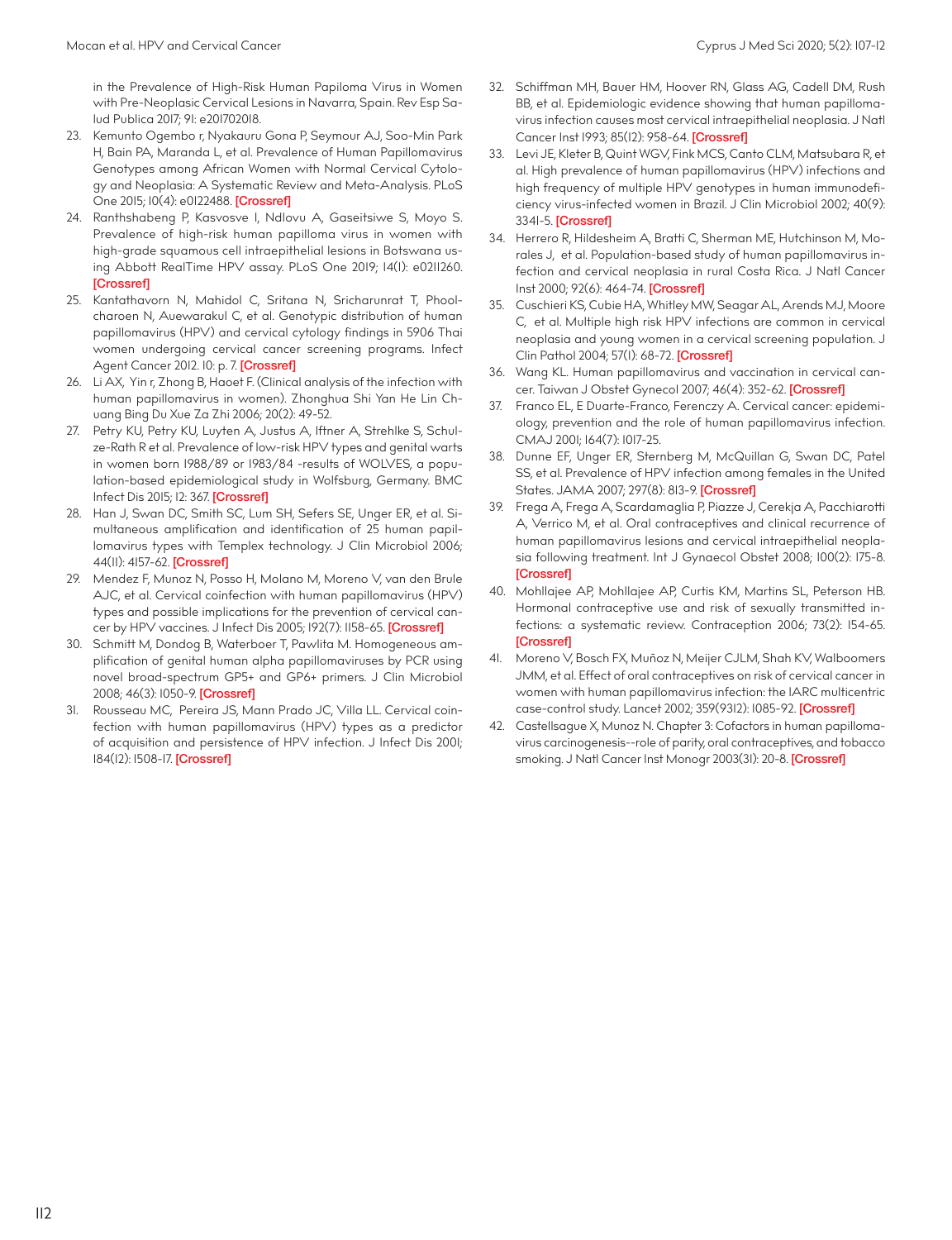in the Prevalence of High-Risk Human Papiloma Virus in Women with Pre-Neoplasic Cervical Lesions in Navarra, Spain. Rev Esp Salud Publica 2017; 91: e201702018.

23. Kemunto Ogembo r, Nyakauru Gona P, Seymour AJ, Soo-Min Park H, Bain PA, Maranda L, et al. Prevalence of Human Papillomavirus Genotypes among African Women with Normal Cervical Cytology and Neoplasia: A Systematic Review and Meta-Analysis. PLoS One 2015; 10(4): e0122488. [Crossref]
24. Ranthshabeng P, Kasvosve I, Ndlovu A, Gaseitsiwe S, Moyo S. Prevalence of high-risk human papilloma virus in women with high-grade squamous cell intraepithelial lesions in Botswana using Abbott RealTime HPV assay. PLoS One 2019; 14(1): e0211260. [Crossref]
25. Kantathavorn N, Mahidol C, Sritana N, Sricharunrat T, Phoolcharoen N, Auewarakul C, et al. Genotypic distribution of human papillomavirus (HPV) and cervical cytology findings in 5906 Thai women undergoing cervical cancer screening programs. Infect Agent Cancer 2012. 10: p. 7. [Crossref]
26. Li AX, Yin r, Zhong B, Haoet F. (Clinical analysis of the infection with human papillomavirus in women). Zhonghua Shi Yan He Lin Chuang Bing Du Xue Za Zhi 2006; 20(2): 49-52.
27. Petry KU, Petry KU, Luyten A, Justus A, Iftner A, Strehlke S, Schulze-Rath R et al. Prevalence of low-risk HPV types and genital warts in women born 1988/89 or 1983/84 -results of WOLVES, a population-based epidemiological study in Wolfsburg, Germany. BMC Infect Dis 2015; 12: 367. [Crossref]
28. Han J, Swan DC, Smith SC, Lum SH, Sefers SE, Unger ER, et al. Simultaneous amplification and identification of 25 human papillomavirus types with Templex technology. J Clin Microbiol 2006; 44(11): 4157-62. [Crossref]
29. Mendez F, Munoz N, Posso H, Molano M, Moreno V, van den Brule AJC, et al. Cervical coinfection with human papillomavirus (HPV) types and possible implications for the prevention of cervical cancer by HPV vaccines. J Infect Dis 2005; 192(7): 1158-65. [Crossref]
30. Schmitt M, Dondog B, Waterboer T, Pawlita M. Homogeneous amplification of genital human alpha papillomaviruses by PCR using novel broad-spectrum GP5+ and GP6+ primers. J Clin Microbiol 2008; 46(3): 1050-9. [Crossref]
31. Rousseau MC, Pereira JS, Mann Prado JC, Villa LL. Cervical coinfection with human papillomavirus (HPV) types as a predictor of acquisition and persistence of HPV infection. J Infect Dis 2001; 184(12): 1508-17. [Crossref]
32. Schiffman MH, Bauer HM, Hoover RN, Glass AG, Cadell DM, Rush BB, et al. Epidemiologic evidence showing that human papillomavirus infection causes most cervical intraepithelial neoplasia. J Natl Cancer Inst 1993; 85(12): 958-64. [Crossref]
33. Levi JE, Kleter B, Quint WGV, Fink MCS, Canto CLM, Matsubara R, et al. High prevalence of human papillomavirus (HPV) infections and high frequency of multiple HPV genotypes in human immunodeficiency virus-infected women in Brazil. J Clin Microbiol 2002; 40(9): 3341-5. [Crossref]
34. Herrero R, Hildesheim A, Bratti C, Sherman ME, Hutchinson M, Morales J, et al. Population-based study of human papillomavirus infection and cervical neoplasia in rural Costa Rica. J Natl Cancer Inst 2000; 92(6): 464-74. [Crossref]
35. Cuschieri KS, Cubie HA, Whitley MW, Seagar AL, Arends MJ, Moore C, et al. Multiple high risk HPV infections are common in cervical neoplasia and young women in a cervical screening population. J Clin Pathol 2004; 57(1): 68-72. [Crossref]
36. Wang KL. Human papillomavirus and vaccination in cervical cancer. Taiwan J Obstet Gynecol 2007; 46(4): 352-62. [Crossref]
37. Franco EL, E Duarte-Franco, Ferenczy A. Cervical cancer: epidemiology, prevention and the role of human papillomavirus infection. CMAJ 2001; 164(7): 1017-25.
38. Dunne EF, Unger ER, Sternberg M, McQuillan G, Swan DC, Patel SS, et al. Prevalence of HPV infection among females in the United States. JAMA 2007; 297(8): 813-9. [Crossref]
39. Frega A, Frega A, Scardamaglia P, Piazze J, Cerekja A, Pacchiarotti A, Verrico M, et al. Oral contraceptives and clinical recurrence of human papillomavirus lesions and cervical intraepithelial neoplasia following treatment. Int J Gynaecol Obstet 2008; 100(2): 175-8. [Crossref]
40. Mohllajee AP, Mohllajee AP, Curtis KM, Martins SL, Peterson HB. Hormonal contraceptive use and risk of sexually transmitted infections: a systematic review. Contraception 2006; 73(2): 154-65. [Crossref]
41. Moreno V, Bosch FX, Muñoz N, Meijer CJLM, Shah KV, Walboomers JMM, et al. Effect of oral contraceptives on risk of cervical cancer in women with human papillomavirus infection: the IARC multicentric case-control study. Lancet 2002; 359(9312): 1085-92. [Crossref]
42. Castellsague X, Munoz N. Chapter 3: Cofactors in human papillomavirus carcinogenesis--role of parity, oral contraceptives, and tobacco smoking. J Natl Cancer Inst Monogr 2003(31): 20-8. [Crossref]